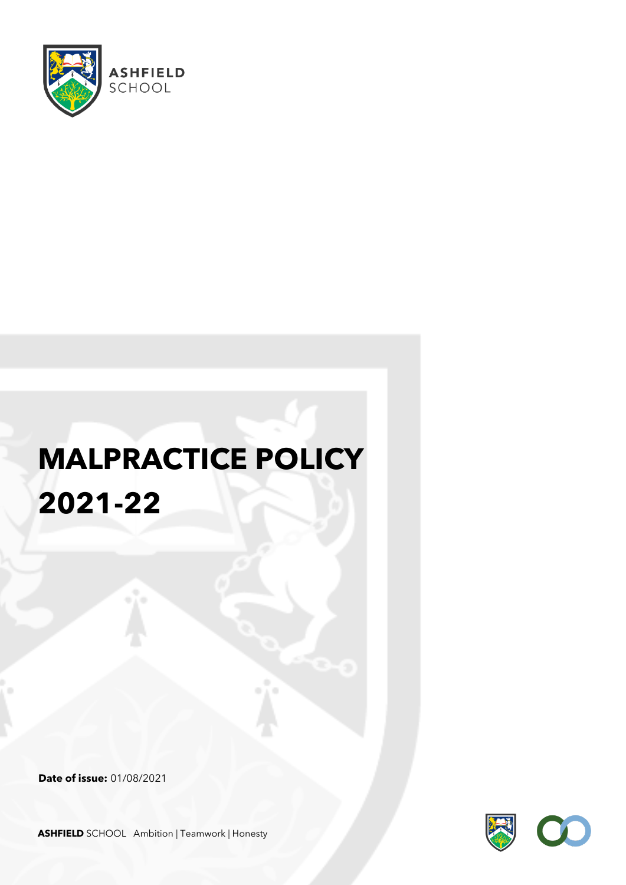ASHFIELD SCHOOL

# MALPRACTICE POLICY 2021-22

**Date of issue:** 01/08/2021

**ASHFIELD** SCHOOL Ambition | Teamwork | Honesty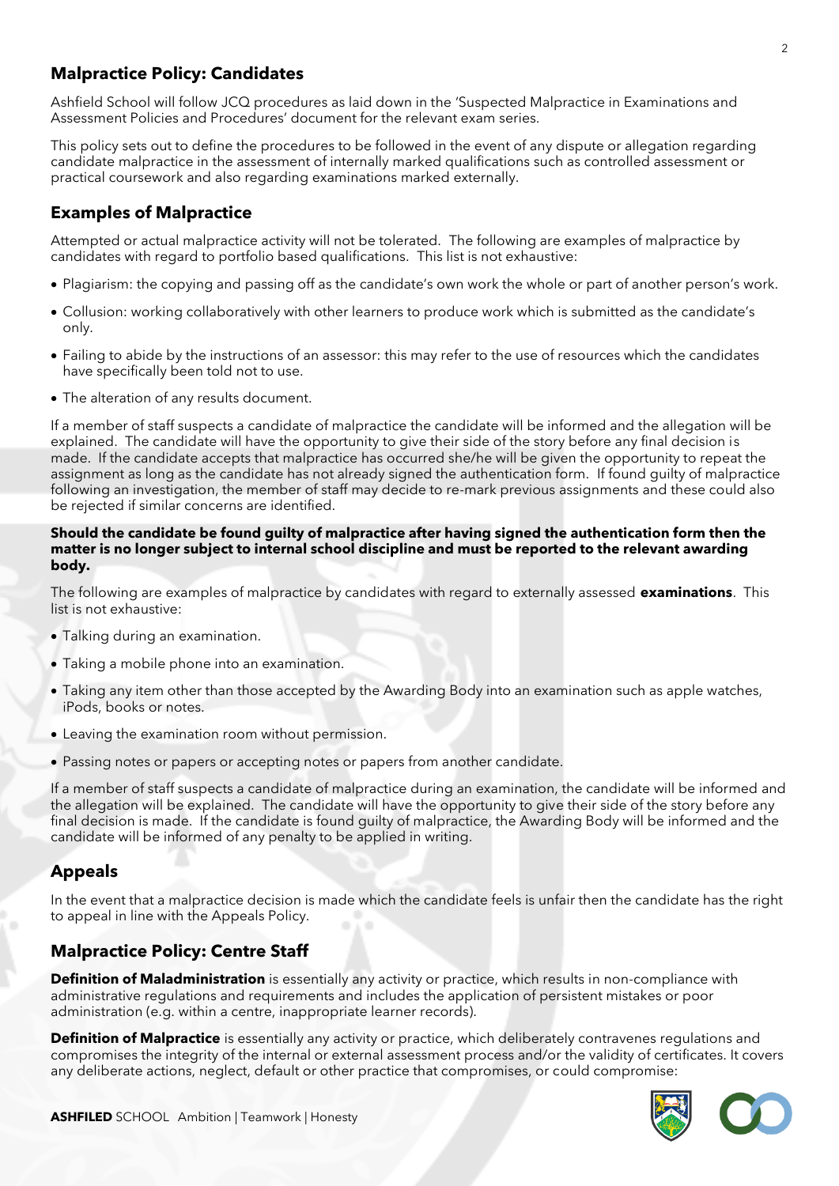## Malpractice Policy: Candidates

Ashfield School will follow JCQ procedures as laid down in the 'Suspected Malpractice in Examinations and Assessment Policies and Procedures' document for the relevant exam series.

This policy sets out to define the procedures to be followed in the event of any dispute or allegation regarding candidate malpractice in the assessment of internally marked qualifications such as controlled assessment or practical coursework and also regarding examinations marked externally.

## Examples of Malpractice

Attempted or actual malpractice activity will not be tolerated. The following are examples of malpractice by candidates with regard to portfolio based qualifications. This list is not exhaustive:

- Plagiarism: the copying and passing off as the candidate's own work the whole or part of another person's work.
- Collusion: working collaboratively with other learners to produce work which is submitted as the candidate's only.
- Failing to abide by the instructions of an assessor: this may refer to the use of resources which the candidates have specifically been told not to use.
- The alteration of any results document.

If a member of staff suspects a candidate of malpractice the candidate will be informed and the allegation will be explained. The candidate will have the opportunity to give their side of the story before any final decision is made. If the candidate accepts that malpractice has occurred she/he will be given the opportunity to repeat the assignment as long as the candidate has not already signed the authentication form. If found guilty of malpractice following an investigation, the member of staff may decide to re-mark previous assignments and these could also be rejected if similar concerns are identified.

**Should the candidate be found guilty of malpractice after having signed the authentication form then the matter is no longer subject to internal school discipline and must be reported to the relevant awarding body.**

The following are examples of malpractice by candidates with regard to externally assessed **examinations**. This list is not exhaustive:

- Talking during an examination.
- Taking a mobile phone into an examination.
- Taking any item other than those accepted by the Awarding Body into an examination such as apple watches, iPods, books or notes.
- Leaving the examination room without permission.
- Passing notes or papers or accepting notes or papers from another candidate.

If a member of staff suspects a candidate of malpractice during an examination, the candidate will be informed and the allegation will be explained. The candidate will have the opportunity to give their side of the story before any final decision is made. If the candidate is found guilty of malpractice, the Awarding Body will be informed and the candidate will be informed of any penalty to be applied in writing.

## Appeals

In the event that a malpractice decision is made which the candidate feels is unfair then the candidate has the right to appeal in line with the Appeals Policy.

## Malpractice Policy: Centre Staff

**Definition of Maladministration** is essentially any activity or practice, which results in non-compliance with administrative regulations and requirements and includes the application of persistent mistakes or poor administration (e.g. within a centre, inappropriate learner records).

**Definition of Malpractice** is essentially any activity or practice, which deliberately contravenes regulations and compromises the integrity of the internal or external assessment process and/or the validity of certificates. It covers any deliberate actions, neglect, default or other practice that compromises, or could compromise: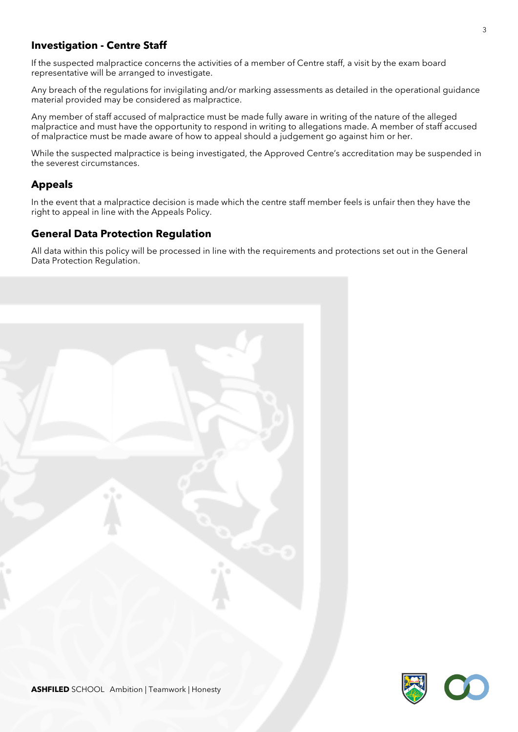## Investigation - Centre Staff

If the suspected malpractice concerns the activities of a member of Centre staff, a visit by the exam board representative will be arranged to investigate.

Any breach of the regulations for invigilating and/or marking assessments as detailed in the operational guidance material provided may be considered as malpractice.

Any member of staff accused of malpractice must be made fully aware in writing of the nature of the alleged malpractice and must have the opportunity to respond in writing to allegations made. A member of staff accused of malpractice must be made aware of how to appeal should a judgement go against him or her.

While the suspected malpractice is being investigated, the Approved Centre's accreditation may be suspended in the severest circumstances.

## Appeals

In the event that a malpractice decision is made which the centre staff member feels is unfair then they have the right to appeal in line with the Appeals Policy.

## General Data Protection Regulation

All data within this policy will be processed in line with the requirements and protections set out in the General Data Protection Regulation.